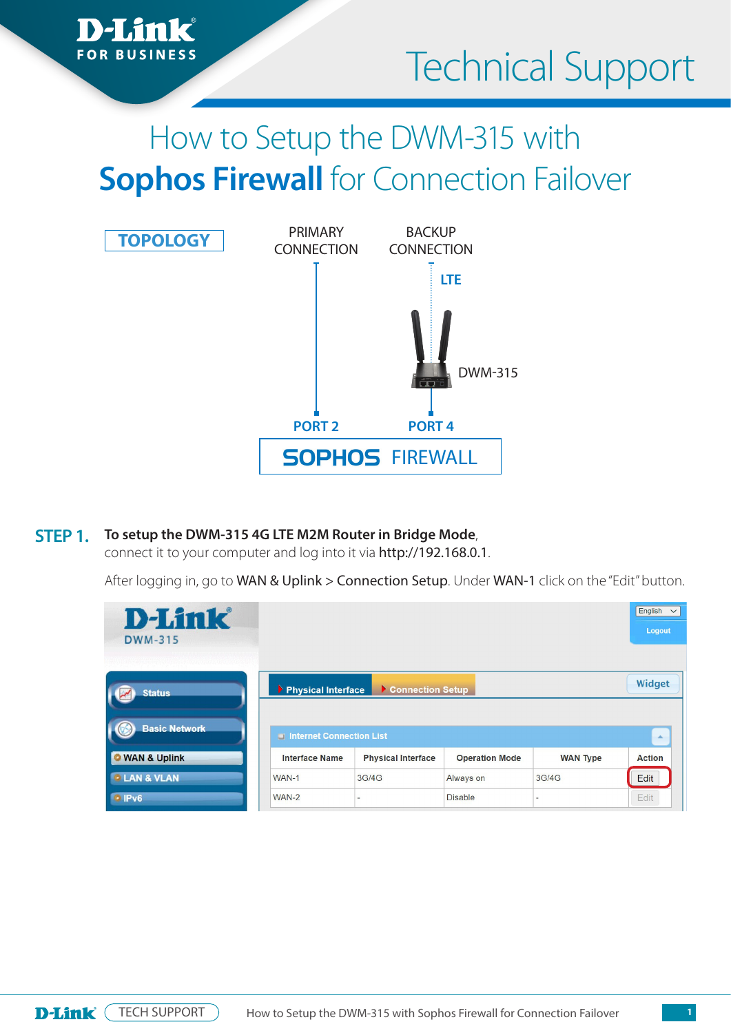# How to Setup the DWM-315 with **Sophos Firewall** for Connection Failover

## TOPOLOGY

PRIMARY CONNECTION — PORT 2

BACKUP CONNECTION — LTE — DWM-315 — PORT 4

SOPHOS FIREWALL

## STEP 1.

**To setup the DWM-315 4G LTE M2M Router in Bridge Mode**, connect it to your computer and log into it via http://192.168.0.1.

After logging in, go to WAN & Uplink > Connection Setup. Under WAN-1 click on the "Edit" button.

Internet Connection List

| Interface Name | Physical Interface | Operation Mode | WAN Type | Action |
|---|---|---|---|---|
| WAN-1 | 3G/4G | Always on | 3G/4G | Edit |
| WAN-2 | - | Disable | - | Edit |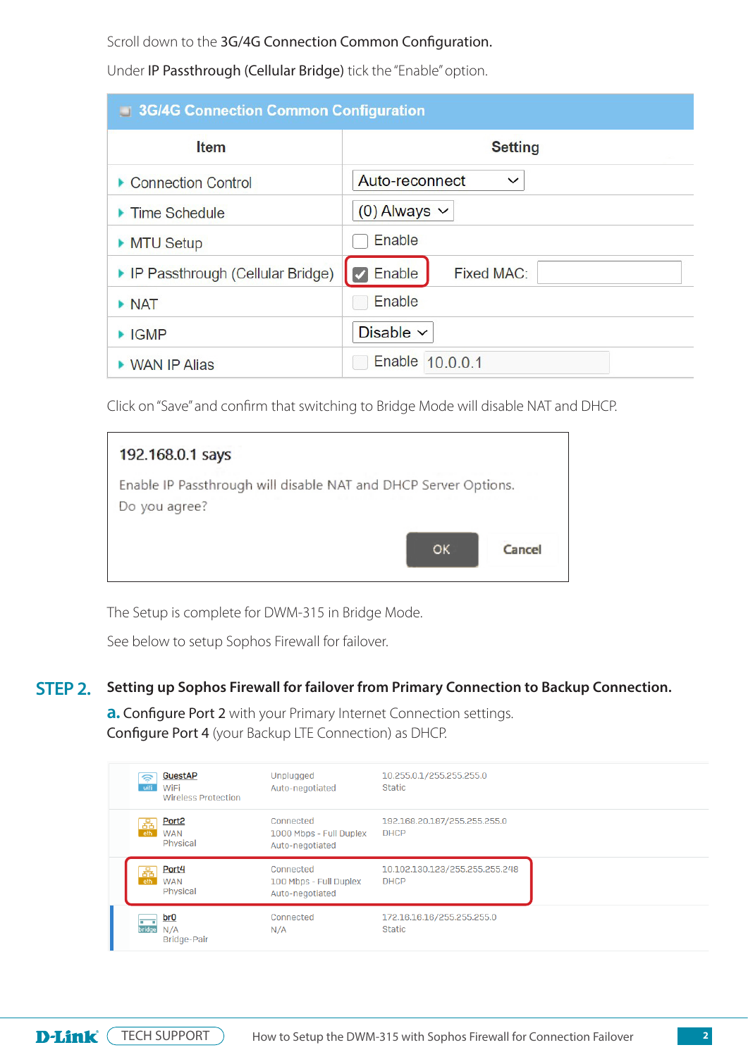Scroll down to the **3G/4G Connection Common Configuration.**

Under **IP Passthrough (Cellular Bridge)** tick the "Enable" option.

**3G/4G Connection Common Configuration**

| Item | Setting |
|---|---|
| Connection Control | Auto-reconnect |
| Time Schedule | (0) Always |
| MTU Setup | ☐ Enable |
| IP Passthrough (Cellular Bridge) | ☑ Enable    Fixed MAC: |
| NAT | ☐ Enable |
| IGMP | Disable |
| WAN IP Alias | ☐ Enable 10.0.0.1 |

Click on "Save" and confirm that switching to Bridge Mode will disable NAT and DHCP.

> **192.168.0.1 says**
>
> Enable IP Passthrough will disable NAT and DHCP Server Options.
> Do you agree?
>
> OK    Cancel

The Setup is complete for DWM-315 in Bridge Mode.

See below to setup Sophos Firewall for failover.

## STEP 2. Setting up Sophos Firewall for failover from Primary Connection to Backup Connection.

**a.** Configure **Port 2** with your Primary Internet Connection settings.
Configure **Port 4** (your Backup LTE Connection) as DHCP.

| Interface | Status | Address |
|---|---|---|
| GuestAP<br>WiFi<br>Wireless Protection | Unplugged<br>Auto-negotiated | 10.255.0.1/255.255.255.0<br>Static |
| Port2<br>WAN<br>Physical | Connected<br>1000 Mbps - Full Duplex<br>Auto-negotiated | 192.168.20.187/255.255.255.0<br>DHCP |
| Port4<br>WAN<br>Physical | Connected<br>100 Mbps - Full Duplex<br>Auto-negotiated | 10.102.130.123/255.255.255.248<br>DHCP |
| br0<br>N/A<br>Bridge-Pair | Connected<br>N/A | 172.18.16.18/255.255.255.0<br>Static |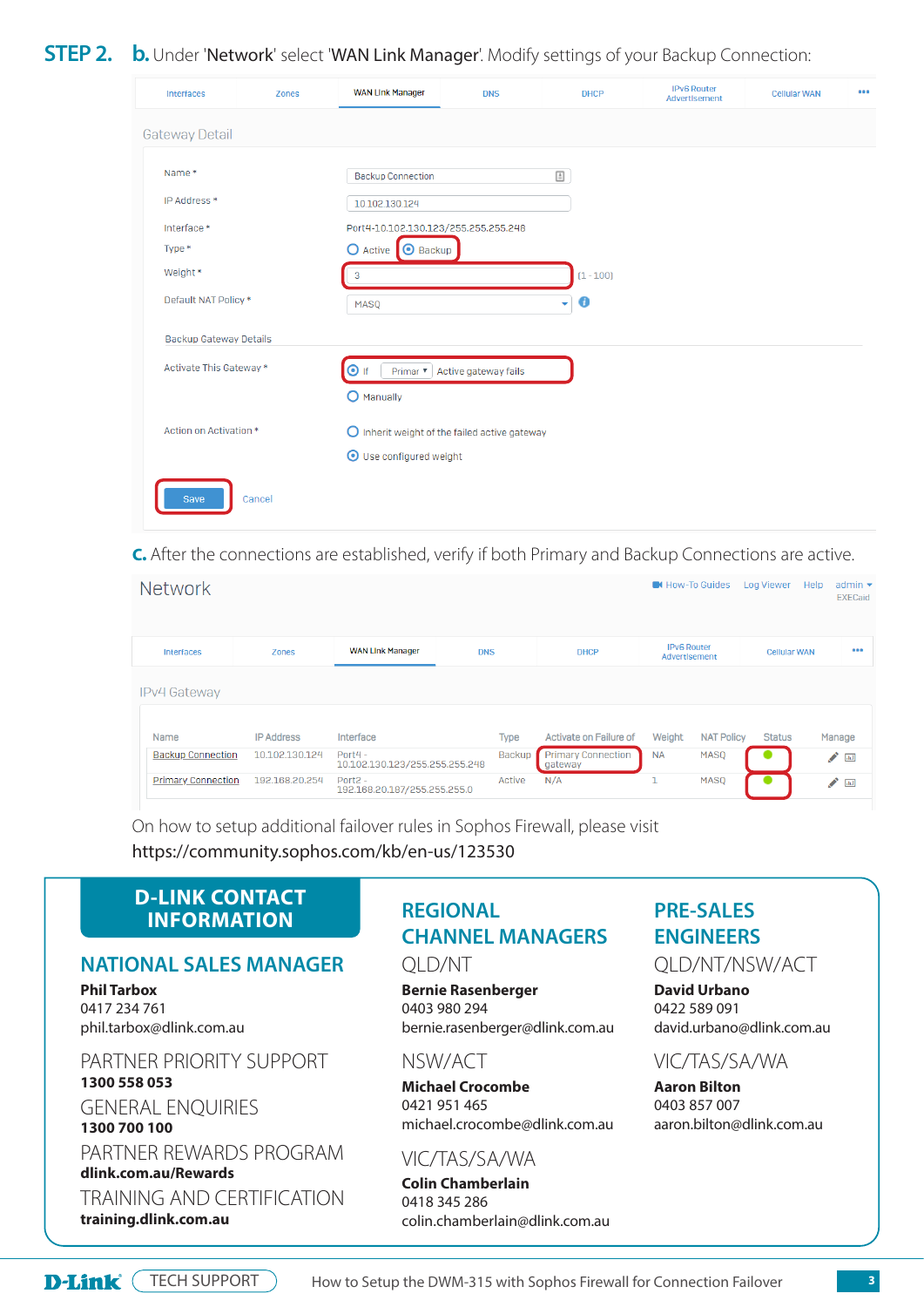## STEP 2.

**b.** Under '**Network**' select '**WAN Link Manager**'. Modify settings of your Backup Connection:

Interfaces | Zones | WAN Link Manager | DNS | DHCP | IPv6 Router Advertisement | Cellular WAN

Gateway Detail

| | |
|---|---|
| Name * | Backup Connection |
| IP Address * | 10.102.130.124 |
| Interface * | Port4-10.102.130.123/255.255.255.248 |
| Type * | Active / Backup |
| Weight * | 3 (1 - 100) |
| Default NAT Policy * | MASQ |

Backup Gateway Details

| | |
|---|---|
| Activate This Gateway * | If Primar Active gateway fails / Manually |
| Action on Activation * | Inherit weight of the failed active gateway / Use configured weight |

Save Cancel

**c.** After the connections are established, verify if both Primary and Backup Connections are active.

Network

How-To Guides | Log Viewer | Help | admin EXECaid

Interfaces | Zones | WAN Link Manager | DNS | DHCP | IPv6 Router Advertisement | Cellular WAN

IPv4 Gateway

| Name | IP Address | Interface | Type | Activate on Failure of | Weight | NAT Policy | Status | Manage |
|---|---|---|---|---|---|---|---|---|
| Backup Connection | 10.102.130.124 | Port4 - 10.102.130.123/255.255.255.248 | Backup | Primary Connection gateway | NA | MASQ | | |
| Primary Connection | 192.168.20.254 | Port2 - 192.168.20.187/255.255.255.0 | Active | N/A | 1 | MASQ | | |

On how to setup additional failover rules in Sophos Firewall, please visit
https://community.sophos.com/kb/en-us/123530

## D-LINK CONTACT INFORMATION

### NATIONAL SALES MANAGER
**Phil Tarbox**
0417 234 761
phil.tarbox@dlink.com.au

PARTNER PRIORITY SUPPORT
**1300 558 053**

GENERAL ENQUIRIES
**1300 700 100**

PARTNER REWARDS PROGRAM
**dlink.com.au/Rewards**

TRAINING AND CERTIFICATION
**training.dlink.com.au**

### REGIONAL CHANNEL MANAGERS

QLD/NT
**Bernie Rasenberger**
0403 980 294
bernie.rasenberger@dlink.com.au

NSW/ACT
**Michael Crocombe**
0421 951 465
michael.crocombe@dlink.com.au

VIC/TAS/SA/WA
**Colin Chamberlain**
0418 345 286
colin.chamberlain@dlink.com.au

### PRE-SALES ENGINEERS

QLD/NT/NSW/ACT
**David Urbano**
0422 589 091
david.urbano@dlink.com.au

VIC/TAS/SA/WA
**Aaron Bilton**
0403 857 007
aaron.bilton@dlink.com.au